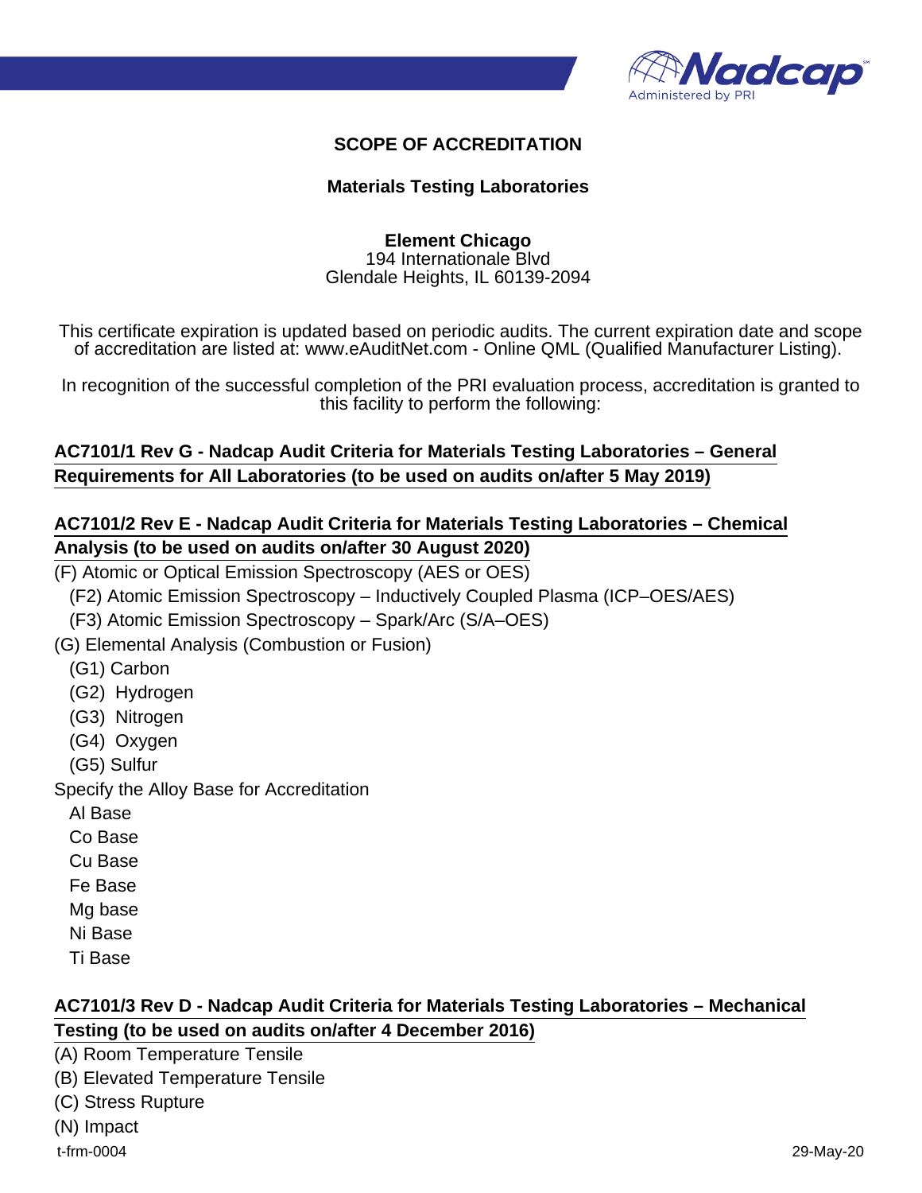## SCOPE OF ACCREDITATION

### Materials Testing Laboratories

**Element Chicago**
194 Internationale Blvd
Glendale Heights, IL 60139-2094

This certificate expiration is updated based on periodic audits. The current expiration date and scope of accreditation are listed at: www.eAuditNet.com - Online QML (Qualified Manufacturer Listing).

In recognition of the successful completion of the PRI evaluation process, accreditation is granted to this facility to perform the following:

**AC7101/1 Rev G - Nadcap Audit Criteria for Materials Testing Laboratories – General Requirements for All Laboratories (to be used on audits on/after 5 May 2019)**

**AC7101/2 Rev E - Nadcap Audit Criteria for Materials Testing Laboratories – Chemical Analysis (to be used on audits on/after 30 August 2020)**

(F) Atomic or Optical Emission Spectroscopy (AES or OES)
- (F2) Atomic Emission Spectroscopy – Inductively Coupled Plasma (ICP–OES/AES)
- (F3) Atomic Emission Spectroscopy – Spark/Arc (S/A–OES)

(G) Elemental Analysis (Combustion or Fusion)
- (G1) Carbon
- (G2) Hydrogen
- (G3) Nitrogen
- (G4) Oxygen
- (G5) Sulfur

Specify the Alloy Base for Accreditation
- Al Base
- Co Base
- Cu Base
- Fe Base
- Mg base
- Ni Base
- Ti Base

**AC7101/3 Rev D - Nadcap Audit Criteria for Materials Testing Laboratories – Mechanical Testing (to be used on audits on/after 4 December 2016)**

(A) Room Temperature Tensile
(B) Elevated Temperature Tensile
(C) Stress Rupture
(N) Impact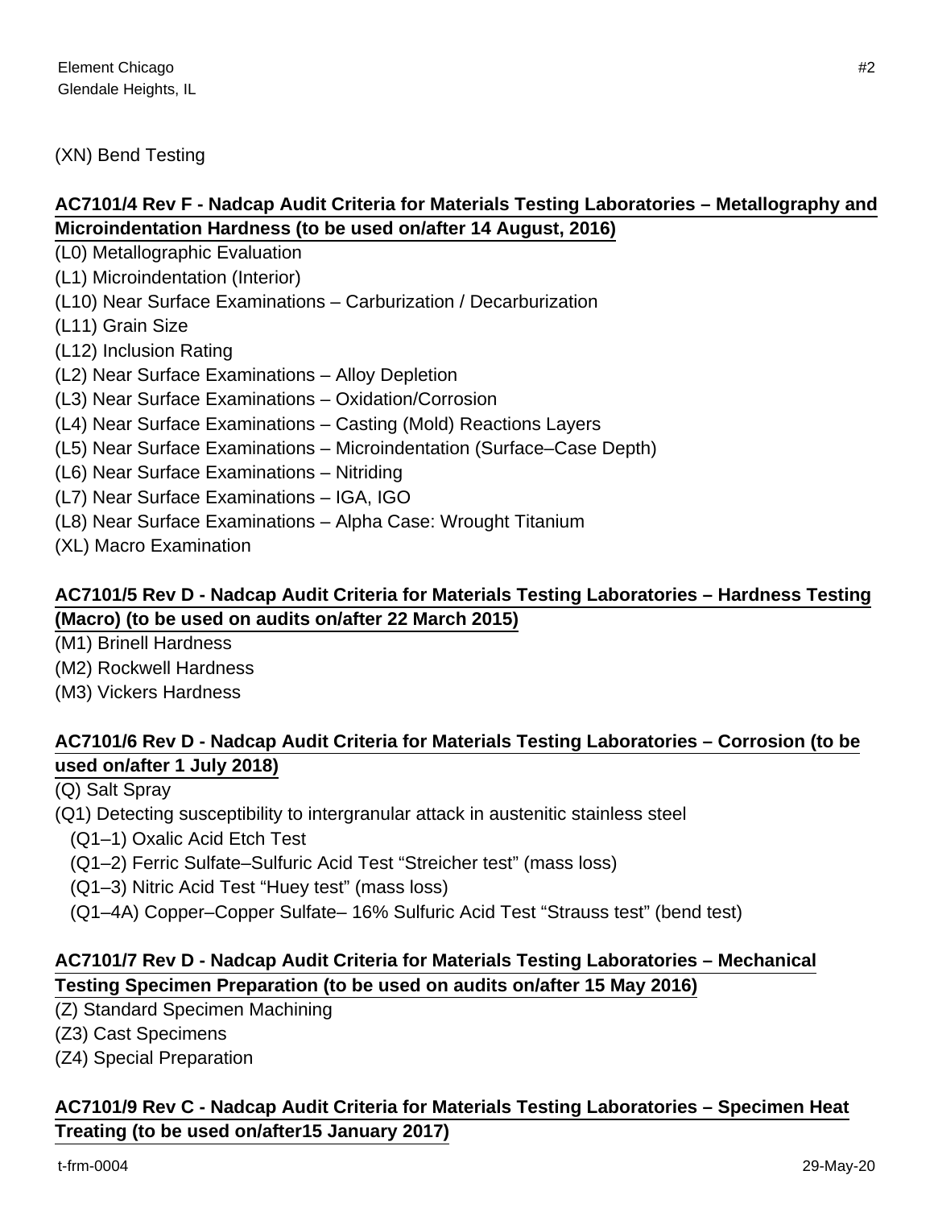(XN) Bend Testing

**AC7101/4 Rev F - Nadcap Audit Criteria for Materials Testing Laboratories – Metallography and Microindentation Hardness (to be used on/after 14 August, 2016)**

(L0) Metallographic Evaluation
(L1) Microindentation (Interior)
(L10) Near Surface Examinations – Carburization / Decarburization
(L11) Grain Size
(L12) Inclusion Rating
(L2) Near Surface Examinations – Alloy Depletion
(L3) Near Surface Examinations – Oxidation/Corrosion
(L4) Near Surface Examinations – Casting (Mold) Reactions Layers
(L5) Near Surface Examinations – Microindentation (Surface–Case Depth)
(L6) Near Surface Examinations – Nitriding
(L7) Near Surface Examinations – IGA, IGO
(L8) Near Surface Examinations – Alpha Case: Wrought Titanium
(XL) Macro Examination

**AC7101/5 Rev D - Nadcap Audit Criteria for Materials Testing Laboratories – Hardness Testing (Macro) (to be used on audits on/after 22 March 2015)**

(M1) Brinell Hardness
(M2) Rockwell Hardness
(M3) Vickers Hardness

**AC7101/6 Rev D - Nadcap Audit Criteria for Materials Testing Laboratories – Corrosion (to be used on/after 1 July 2018)**

(Q) Salt Spray
(Q1) Detecting susceptibility to intergranular attack in austenitic stainless steel
  (Q1–1) Oxalic Acid Etch Test
  (Q1–2) Ferric Sulfate–Sulfuric Acid Test “Streicher test” (mass loss)
  (Q1–3) Nitric Acid Test “Huey test” (mass loss)
  (Q1–4A) Copper–Copper Sulfate– 16% Sulfuric Acid Test “Strauss test” (bend test)

**AC7101/7 Rev D - Nadcap Audit Criteria for Materials Testing Laboratories – Mechanical Testing Specimen Preparation (to be used on audits on/after 15 May 2016)**

(Z) Standard Specimen Machining
(Z3) Cast Specimens
(Z4) Special Preparation

**AC7101/9 Rev C - Nadcap Audit Criteria for Materials Testing Laboratories – Specimen Heat Treating (to be used on/after15 January 2017)**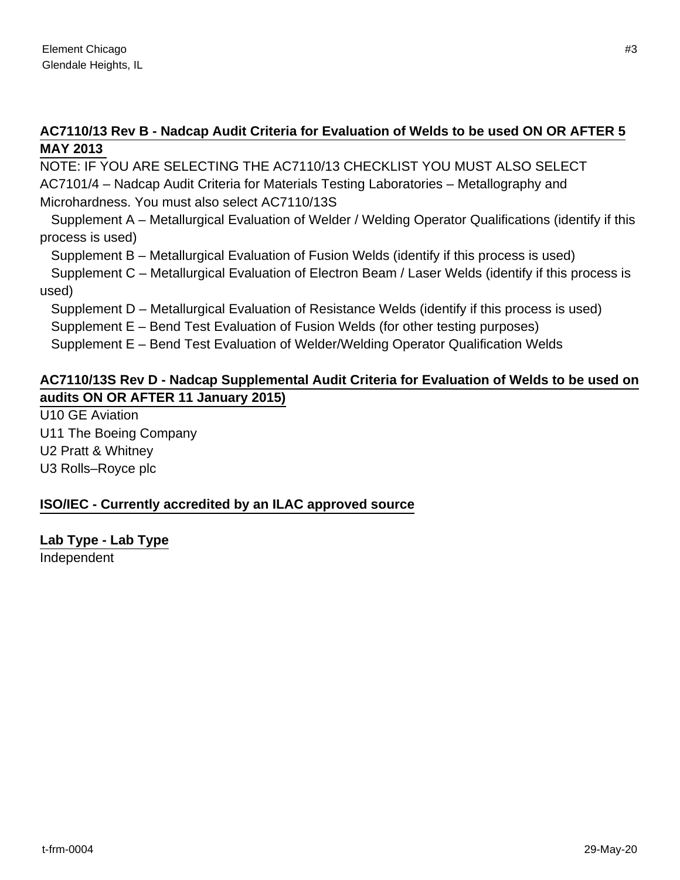**AC7110/13 Rev B - Nadcap Audit Criteria for Evaluation of Welds to be used ON OR AFTER 5 MAY 2013**

NOTE: IF YOU ARE SELECTING THE AC7110/13 CHECKLIST YOU MUST ALSO SELECT AC7101/4 – Nadcap Audit Criteria for Materials Testing Laboratories – Metallography and Microhardness. You must also select AC7110/13S

Supplement A – Metallurgical Evaluation of Welder / Welding Operator Qualifications (identify if this process is used)

Supplement B – Metallurgical Evaluation of Fusion Welds (identify if this process is used)

Supplement C – Metallurgical Evaluation of Electron Beam / Laser Welds (identify if this process is used)

Supplement D – Metallurgical Evaluation of Resistance Welds (identify if this process is used)

Supplement E – Bend Test Evaluation of Fusion Welds (for other testing purposes)

Supplement E – Bend Test Evaluation of Welder/Welding Operator Qualification Welds

**AC7110/13S Rev D - Nadcap Supplemental Audit Criteria for Evaluation of Welds to be used on audits ON OR AFTER 11 January 2015)**

U10 GE Aviation
U11 The Boeing Company
U2 Pratt & Whitney
U3 Rolls–Royce plc

**ISO/IEC - Currently accredited by an ILAC approved source**

**Lab Type - Lab Type**

Independent